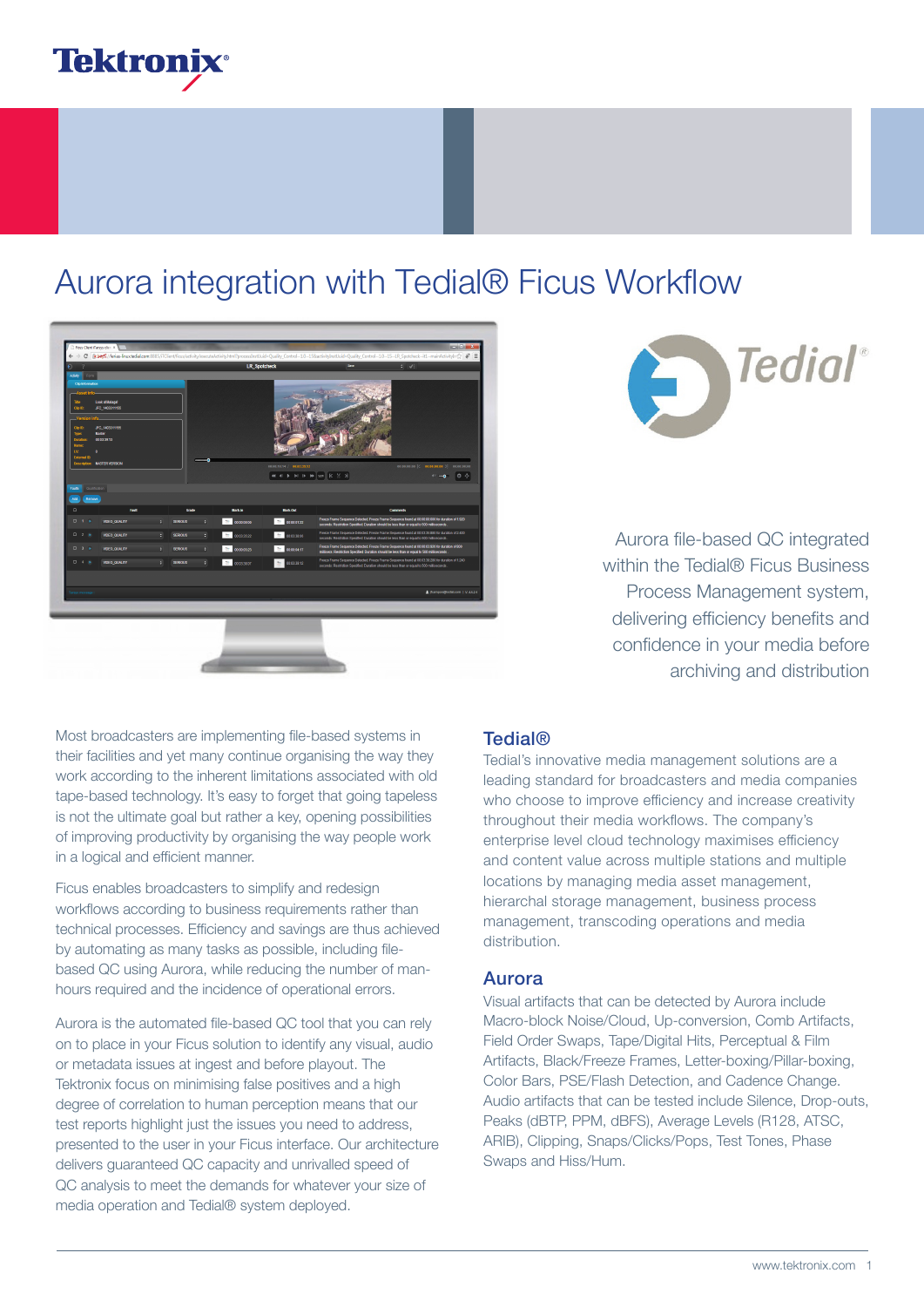# Aurora integration with Tedial® Ficus Workflow

Aurora file-based QC integrated within the Tedial® Ficus Business Process Management system, delivering efficiency benefits and confidence in your media before archiving and distribution

Most broadcasters are implementing file-based systems in their facilities and yet many continue organising the way they work according to the inherent limitations associated with old tape-based technology. It's easy to forget that going tapeless is not the ultimate goal but rather a key, opening possibilities of improving productivity by organising the way people work in a logical and efficient manner.

Ficus enables broadcasters to simplify and redesign workflows according to business requirements rather than technical processes. Efficiency and savings are thus achieved by automating as many tasks as possible, including file-based QC using Aurora, while reducing the number of man-hours required and the incidence of operational errors.

Aurora is the automated file-based QC tool that you can rely on to place in your Ficus solution to identify any visual, audio or metadata issues at ingest and before playout. The Tektronix focus on minimising false positives and a high degree of correlation to human perception means that our test reports highlight just the issues you need to address, presented to the user in your Ficus interface. Our architecture delivers guaranteed QC capacity and unrivalled speed of QC analysis to meet the demands for whatever your size of media operation and Tedial® system deployed.

## Tedial®

Tedial's innovative media management solutions are a leading standard for broadcasters and media companies who choose to improve efficiency and increase creativity throughout their media workflows. The company's enterprise level cloud technology maximises efficiency and content value across multiple stations and multiple locations by managing media asset management, hierarchal storage management, business process management, transcoding operations and media distribution.

## Aurora

Visual artifacts that can be detected by Aurora include Macro-block Noise/Cloud, Up-conversion, Comb Artifacts, Field Order Swaps, Tape/Digital Hits, Perceptual & Film Artifacts, Black/Freeze Frames, Letter-boxing/Pillar-boxing, Color Bars, PSE/Flash Detection, and Cadence Change. Audio artifacts that can be tested include Silence, Drop-outs, Peaks (dBTP, PPM, dBFS), Average Levels (R128, ATSC, ARIB), Clipping, Snaps/Clicks/Pops, Test Tones, Phase Swaps and Hiss/Hum.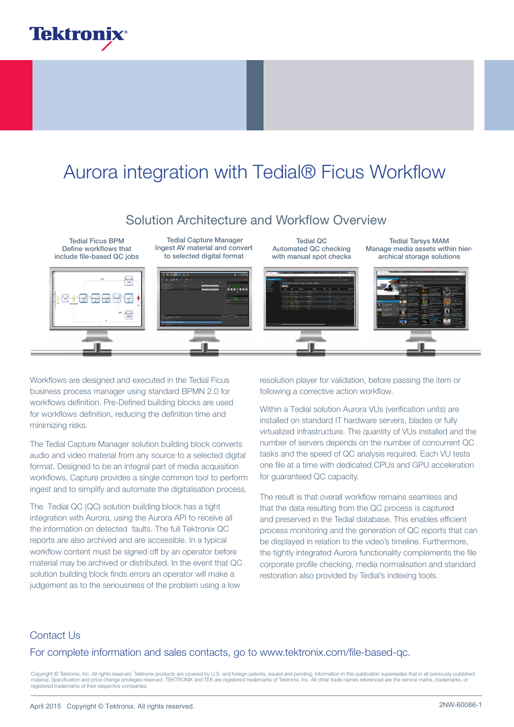# Aurora integration with Tedial® Ficus Workflow

## Solution Architecture and Workflow Overview

Tedial Ficus BPM
Define workflows that include file-based QC jobs

Tedial Capture Manager
Ingest AV material and convert to selected digital format

Tedial QC
Automated QC checking with manual spot checks

Tedial Tarsys MAM
Manage media assets within hierarchical storage solutions

Workflows are designed and executed in the Tedial Ficus business process manager using standard BPMN 2.0 for workflows definition. Pre-Defined building blocks are used for workflows definition, reducing the definition time and minimizing risks.

The Tedial Capture Manager solution building block converts audio and video material from any source to a selected digital format. Designed to be an integral part of media acquisition workflows, Capture provides a single common tool to perform ingest and to simplify and automate the digitalisation process.

The Tedial QC (QC) solution building block has a tight integration with Aurora, using the Aurora API to receive all the information on detected faults. The full Tektronix QC reports are also archived and are accessible. In a typical workflow content must be signed off by an operator before material may be archived or distributed. In the event that QC solution building block finds errors an operator will make a judgement as to the seriousness of the problem using a low resolution player for validation, before passing the item or following a corrective action workflow.

Within a Tedial solution Aurora VUs (verification units) are installed on standard IT hardware servers, blades or fully virtualized infrastructure. The quantity of VUs installed and the number of servers depends on the number of concurrent QC tasks and the speed of QC analysis required. Each VU tests one file at a time with dedicated CPUs and GPU acceleration for guaranteed QC capacity.

The result is that overall workflow remains seamless and that the data resulting from the QC process is captured and preserved in the Tedial database. This enables efficient process monitoring and the generation of QC reports that can be displayed in relation to the video's timeline. Furthermore, the tightly integrated Aurora functionality complements the file corporate profile checking, media normalisation and standard restoration also provided by Tedial's indexing tools.

## Contact Us

For complete information and sales contacts, go to www.tektronix.com/file-based-qc.

Copyright © Tektronix, Inc. All rights reserved. Tektronix products are covered by U.S. and foreign patents, issued and pending. Information in this publication supersedes that in all previously published material. Specification and price change privileges reserved. TEKTRONIX and TEK are registered trademarks of Tektronix, Inc. All other trade names referenced are the service marks, trademarks, or registered trademarks of their respective companies.

April 2015 Copyright © Tektronix. All rights reserved. 2NW-60086-1